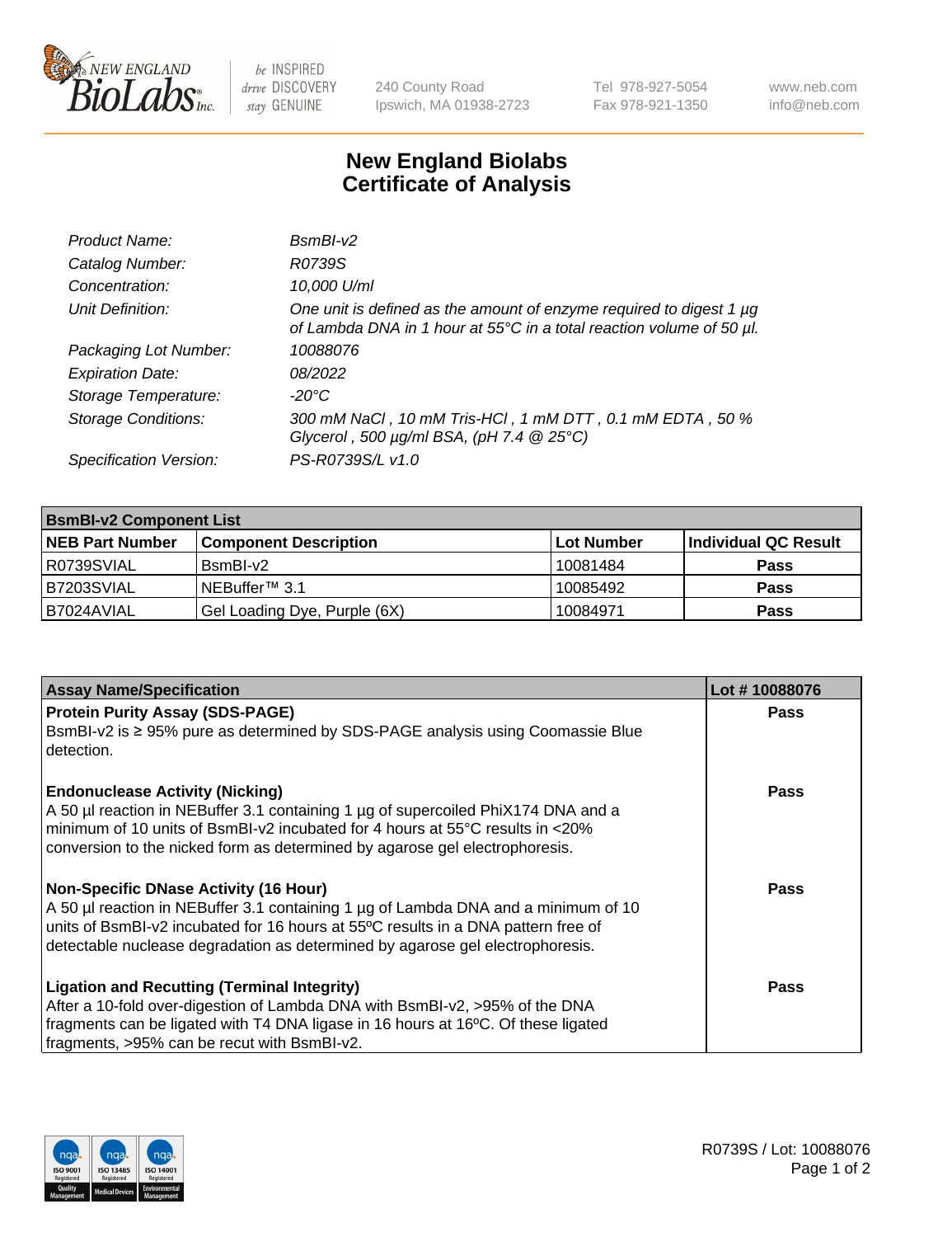# New England Biolabs Certificate of Analysis

| | |
|---|---|
| *Product Name:* | *BsmBI-v2* |
| *Catalog Number:* | *R0739S* |
| *Concentration:* | *10,000 U/ml* |
| *Unit Definition:* | *One unit is defined as the amount of enzyme required to digest 1 µg of Lambda DNA in 1 hour at 55°C in a total reaction volume of 50 µl.* |
| *Packaging Lot Number:* | *10088076* |
| *Expiration Date:* | *08/2022* |
| *Storage Temperature:* | *-20°C* |
| *Storage Conditions:* | *300 mM NaCl , 10 mM Tris-HCl , 1 mM DTT , 0.1 mM EDTA , 50 % Glycerol , 500 µg/ml BSA, (pH 7.4 @ 25°C)* |
| *Specification Version:* | *PS-R0739S/L v1.0* |

| **BsmBI-v2 Component List** | | | |
|---|---|---|---|
| **NEB Part Number** | **Component Description** | **Lot Number** | **Individual QC Result** |
| R0739SVIAL | BsmBI-v2 | 10081484 | **Pass** |
| B7203SVIAL | NEBuffer™ 3.1 | 10085492 | **Pass** |
| B7024AVIAL | Gel Loading Dye, Purple (6X) | 10084971 | **Pass** |

| **Assay Name/Specification** | **Lot # 10088076** |
|---|---|
| **Protein Purity Assay (SDS-PAGE)** BsmBI-v2 is ≥ 95% pure as determined by SDS-PAGE analysis using Coomassie Blue detection. | **Pass** |
| **Endonuclease Activity (Nicking)** A 50 µl reaction in NEBuffer 3.1 containing 1 µg of supercoiled PhiX174 DNA and a minimum of 10 units of BsmBI-v2 incubated for 4 hours at 55°C results in <20% conversion to the nicked form as determined by agarose gel electrophoresis. | **Pass** |
| **Non-Specific DNase Activity (16 Hour)** A 50 µl reaction in NEBuffer 3.1 containing 1 µg of Lambda DNA and a minimum of 10 units of BsmBI-v2 incubated for 16 hours at 55ºC results in a DNA pattern free of detectable nuclease degradation as determined by agarose gel electrophoresis. | **Pass** |
| **Ligation and Recutting (Terminal Integrity)** After a 10-fold over-digestion of Lambda DNA with BsmBI-v2, >95% of the DNA fragments can be ligated with T4 DNA ligase in 16 hours at 16ºC. Of these ligated fragments, >95% can be recut with BsmBI-v2. | **Pass** |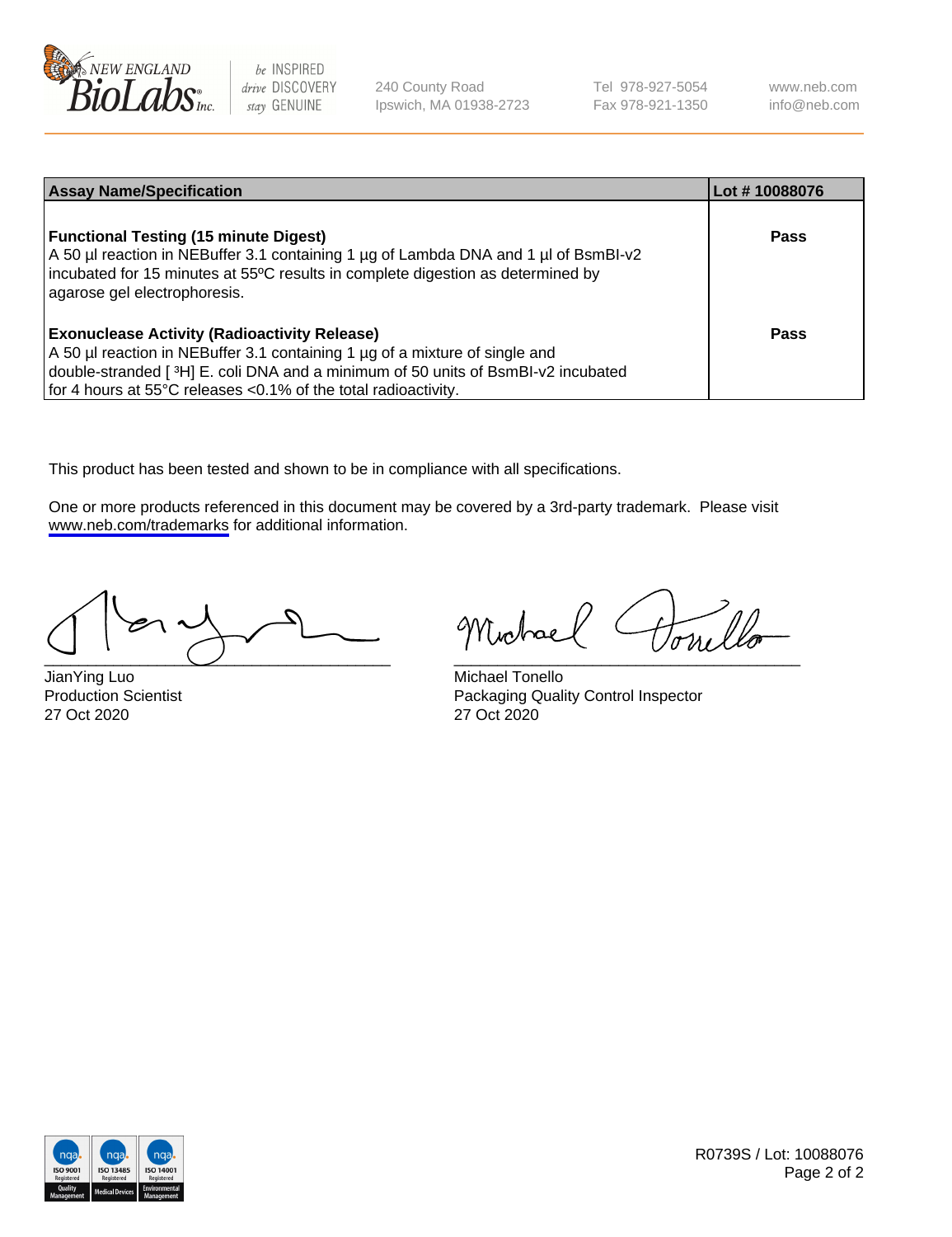| Assay Name/Specification | Lot # 10088076 |
| --- | --- |
| **Functional Testing (15 minute Digest)**<br>A 50 µl reaction in NEBuffer 3.1 containing 1 µg of Lambda DNA and 1 µl of BsmBI-v2 incubated for 15 minutes at 55ºC results in complete digestion as determined by agarose gel electrophoresis. | **Pass** |
| **Exonuclease Activity (Radioactivity Release)**<br>A 50 µl reaction in NEBuffer 3.1 containing 1 µg of a mixture of single and double-stranded [ $^3$H] E. coli DNA and a minimum of 50 units of BsmBI-v2 incubated for 4 hours at 55°C releases <0.1% of the total radioactivity. | **Pass** |

This product has been tested and shown to be in compliance with all specifications.

One or more products referenced in this document may be covered by a 3rd-party trademark. Please visit www.neb.com/trademarks for additional information.

JianYing Luo
Production Scientist
27 Oct 2020

Michael Tonello
Packaging Quality Control Inspector
27 Oct 2020

R0739S / Lot: 10088076